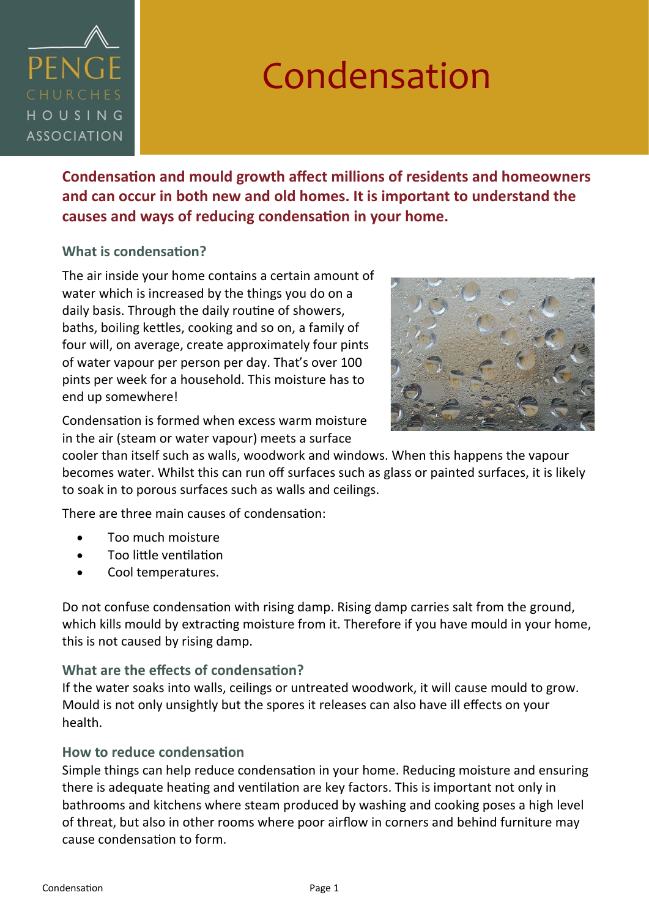PENGE CHURCHES HOUSING ASSOCIATION

# Condensation

**Condensation and mould growth affect millions of residents and homeowners and can occur in both new and old homes. It is important to understand the causes and ways of reducing condensation in your home.**

## What is condensation?

The air inside your home contains a certain amount of water which is increased by the things you do on a daily basis. Through the daily routine of showers, baths, boiling kettles, cooking and so on, a family of four will, on average, create approximately four pints of water vapour per person per day. That's over 100 pints per week for a household. This moisture has to end up somewhere!

Condensation is formed when excess warm moisture in the air (steam or water vapour) meets a surface cooler than itself such as walls, woodwork and windows. When this happens the vapour becomes water. Whilst this can run off surfaces such as glass or painted surfaces, it is likely to soak in to porous surfaces such as walls and ceilings.

There are three main causes of condensation:

- Too much moisture
- Too little ventilation
- Cool temperatures.

Do not confuse condensation with rising damp. Rising damp carries salt from the ground, which kills mould by extracting moisture from it. Therefore if you have mould in your home, this is not caused by rising damp.

## What are the effects of condensation?

If the water soaks into walls, ceilings or untreated woodwork, it will cause mould to grow. Mould is not only unsightly but the spores it releases can also have ill effects on your health.

## How to reduce condensation

Simple things can help reduce condensation in your home. Reducing moisture and ensuring there is adequate heating and ventilation are key factors. This is important not only in bathrooms and kitchens where steam produced by washing and cooking poses a high level of threat, but also in other rooms where poor airflow in corners and behind furniture may cause condensation to form.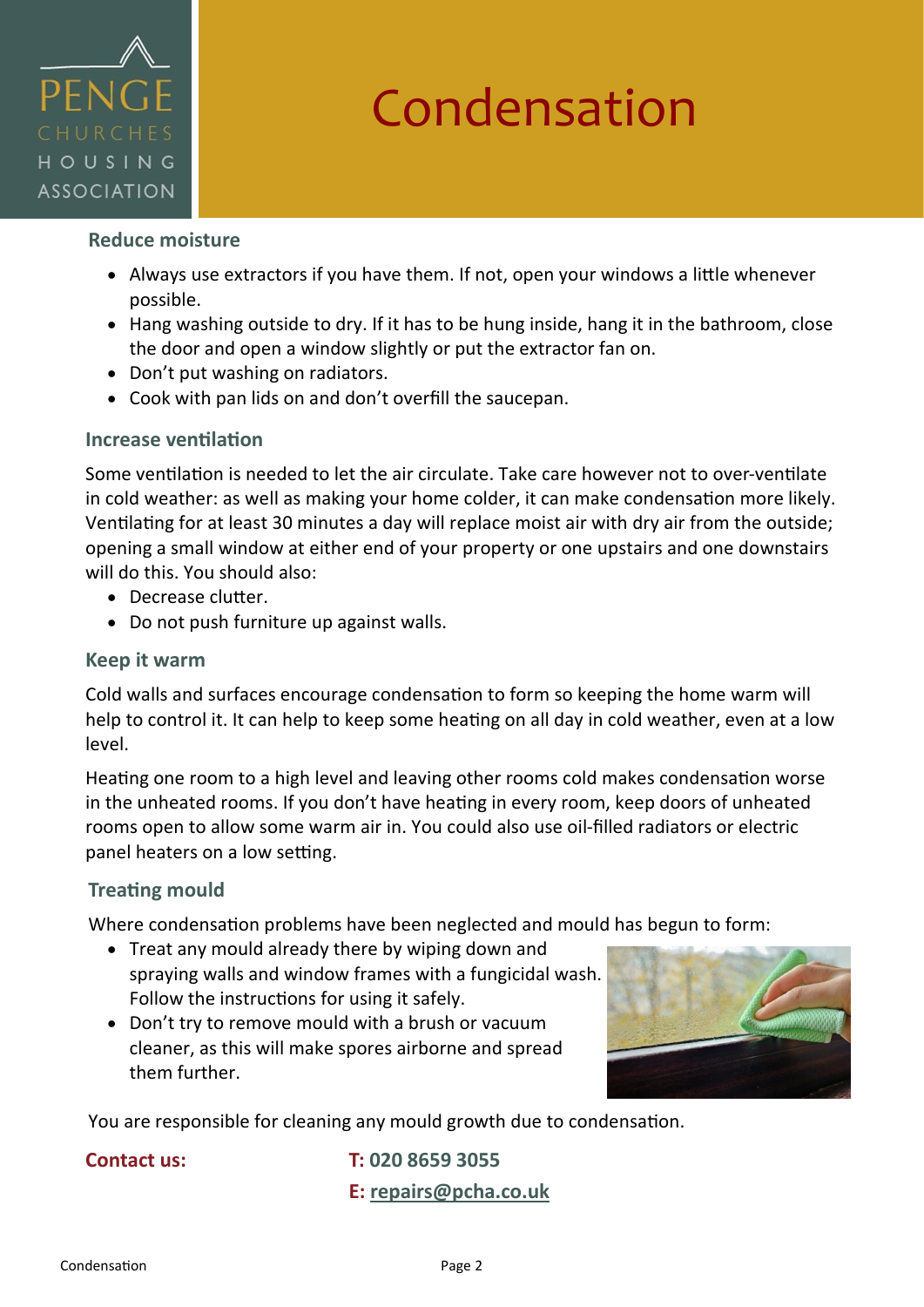PENGE CHURCHES HOUSING ASSOCIATION

# Condensation

## Reduce moisture

- Always use extractors if you have them. If not, open your windows a little whenever possible.
- Hang washing outside to dry. If it has to be hung inside, hang it in the bathroom, close the door and open a window slightly or put the extractor fan on.
- Don't put washing on radiators.
- Cook with pan lids on and don't overfill the saucepan.

## Increase ventilation

Some ventilation is needed to let the air circulate. Take care however not to over-ventilate in cold weather: as well as making your home colder, it can make condensation more likely. Ventilating for at least 30 minutes a day will replace moist air with dry air from the outside; opening a small window at either end of your property or one upstairs and one downstairs will do this. You should also:

- Decrease clutter.
- Do not push furniture up against walls.

## Keep it warm

Cold walls and surfaces encourage condensation to form so keeping the home warm will help to control it. It can help to keep some heating on all day in cold weather, even at a low level.

Heating one room to a high level and leaving other rooms cold makes condensation worse in the unheated rooms. If you don't have heating in every room, keep doors of unheated rooms open to allow some warm air in. You could also use oil-filled radiators or electric panel heaters on a low setting.

## Treating mould

Where condensation problems have been neglected and mould has begun to form:

- Treat any mould already there by wiping down and spraying walls and window frames with a fungicidal wash. Follow the instructions for using it safely.
- Don't try to remove mould with a brush or vacuum cleaner, as this will make spores airborne and spread them further.

You are responsible for cleaning any mould growth due to condensation.

**Contact us:** **T: 020 8659 3055**

**E: repairs@pcha.co.uk**